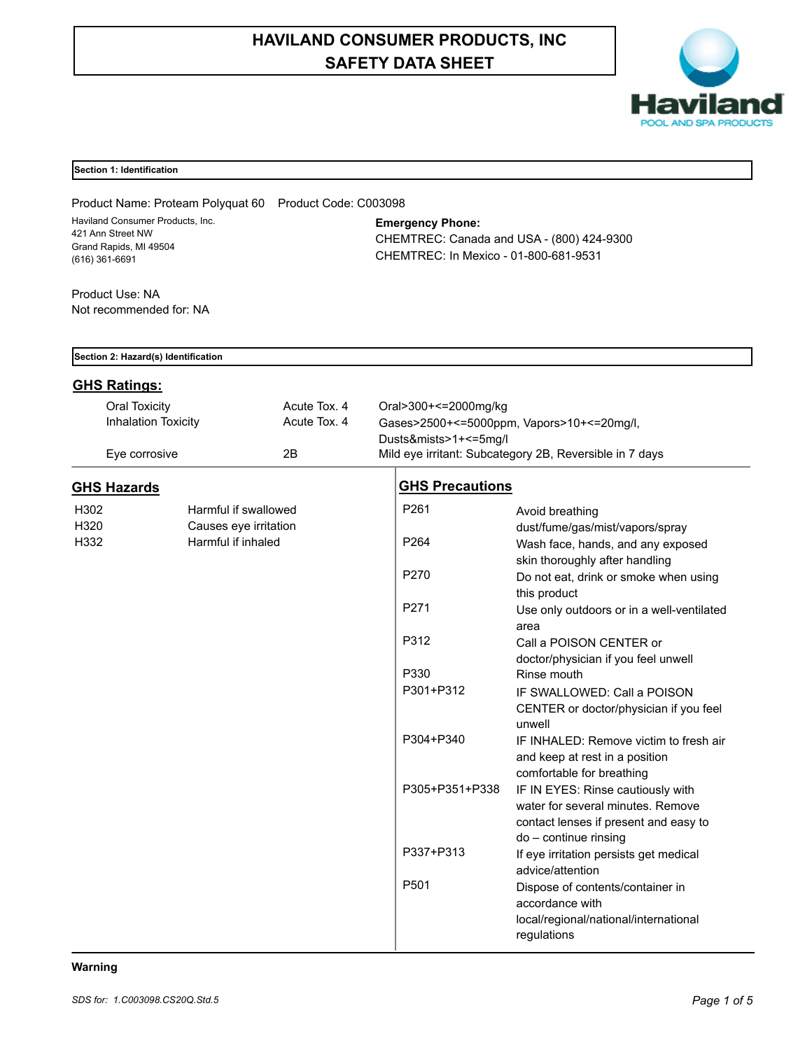# HAVILAND CONSUMER PRODUCTS, INC
# SAFETY DATA SHEET

## Section 1: Identification

Product Name: Proteam Polyquat 60    Product Code: C003098

Haviland Consumer Products, Inc.
421 Ann Street NW
Grand Rapids, MI 49504
(616) 361-6691

**Emergency Phone:**
CHEMTREC: Canada and USA - (800) 424-9300
CHEMTREC: In Mexico - 01-800-681-9531

Product Use: NA
Not recommended for: NA

## Section 2: Hazard(s) Identification

### GHS Ratings:

| | | |
|---|---|---|
| Oral Toxicity | Acute Tox. 4 | Oral>300+<=2000mg/kg |
| Inhalation Toxicity | Acute Tox. 4 | Gases>2500+<=5000ppm, Vapors>10+<=20mg/l, Dusts&mists>1+<=5mg/l |
| Eye corrosive | 2B | Mild eye irritant: Subcategory 2B, Reversible in 7 days |

### GHS Hazards

| | |
|---|---|
| H302 | Harmful if swallowed |
| H320 | Causes eye irritation |
| H332 | Harmful if inhaled |

### GHS Precautions

| | |
|---|---|
| P261 | Avoid breathing dust/fume/gas/mist/vapors/spray |
| P264 | Wash face, hands, and any exposed skin thoroughly after handling |
| P270 | Do not eat, drink or smoke when using this product |
| P271 | Use only outdoors or in a well-ventilated area |
| P312 | Call a POISON CENTER or doctor/physician if you feel unwell |
| P330 | Rinse mouth |
| P301+P312 | IF SWALLOWED: Call a POISON CENTER or doctor/physician if you feel unwell |
| P304+P340 | IF INHALED: Remove victim to fresh air and keep at rest in a position comfortable for breathing |
| P305+P351+P338 | IF IN EYES: Rinse cautiously with water for several minutes. Remove contact lenses if present and easy to do – continue rinsing |
| P337+P313 | If eye irritation persists get medical advice/attention |
| P501 | Dispose of contents/container in accordance with local/regional/national/international regulations |

**Warning**

*SDS for: 1.C003098.CS20Q.Std.5*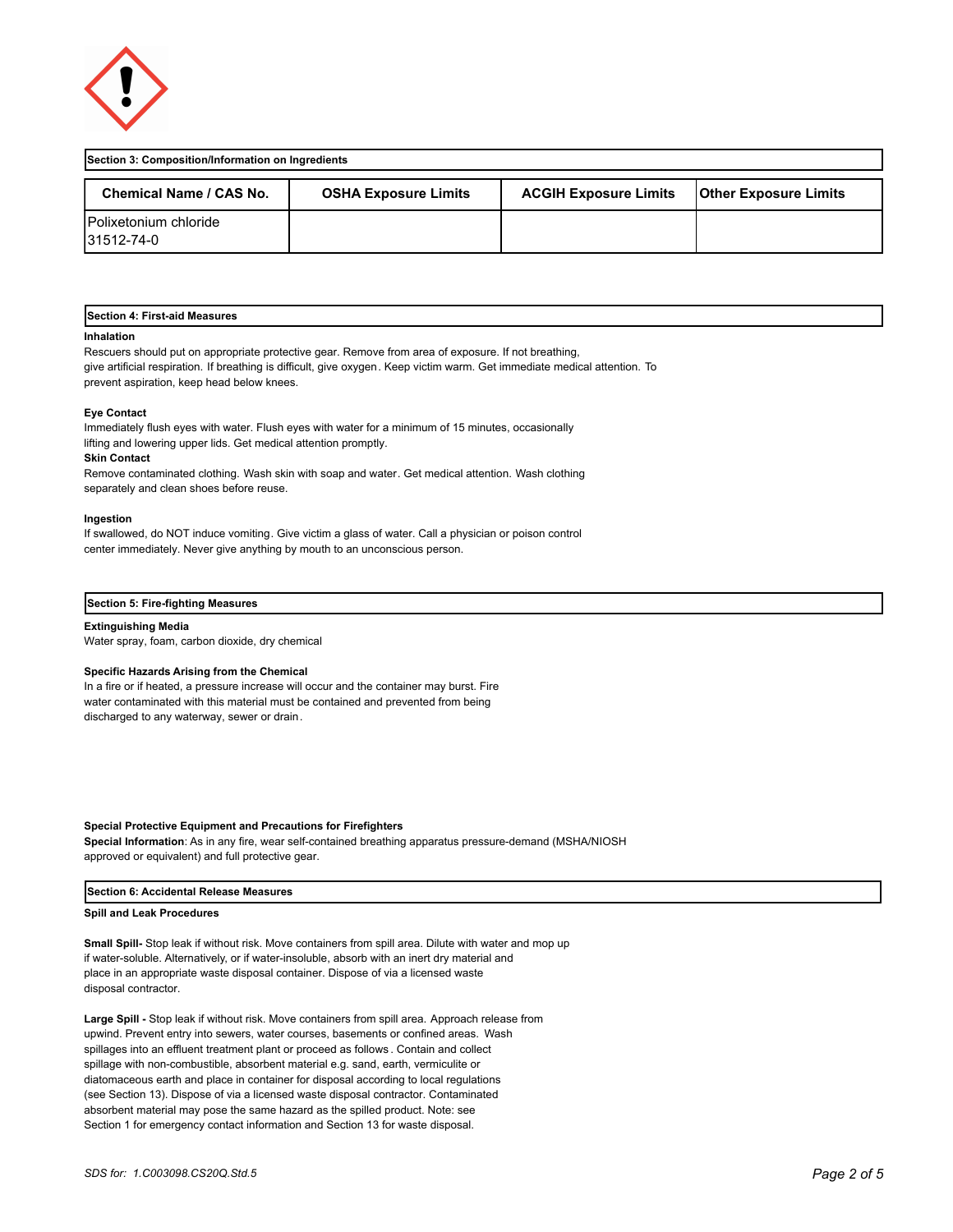## Section 3: Composition/Information on Ingredients

| Chemical Name / CAS No. | OSHA Exposure Limits | ACGIH Exposure Limits | Other Exposure Limits |
|---|---|---|---|
| Polixetonium chloride<br>31512-74-0 | | | |

## Section 4: First-aid Measures

**Inhalation**

Rescuers should put on appropriate protective gear. Remove from area of exposure. If not breathing, give artificial respiration. If breathing is difficult, give oxygen. Keep victim warm. Get immediate medical attention. To prevent aspiration, keep head below knees.

**Eye Contact**

Immediately flush eyes with water. Flush eyes with water for a minimum of 15 minutes, occasionally lifting and lowering upper lids. Get medical attention promptly.

**Skin Contact**

Remove contaminated clothing. Wash skin with soap and water. Get medical attention. Wash clothing separately and clean shoes before reuse.

**Ingestion**

If swallowed, do NOT induce vomiting. Give victim a glass of water. Call a physician or poison control center immediately. Never give anything by mouth to an unconscious person.

## Section 5: Fire-fighting Measures

**Extinguishing Media**

Water spray, foam, carbon dioxide, dry chemical

**Specific Hazards Arising from the Chemical**

In a fire or if heated, a pressure increase will occur and the container may burst. Fire water contaminated with this material must be contained and prevented from being discharged to any waterway, sewer or drain.

**Special Protective Equipment and Precautions for Firefighters**

**Special Information**: As in any fire, wear self-contained breathing apparatus pressure-demand (MSHA/NIOSH approved or equivalent) and full protective gear.

## Section 6: Accidental Release Measures

**Spill and Leak Procedures**

**Small Spill-** Stop leak if without risk. Move containers from spill area. Dilute with water and mop up if water-soluble. Alternatively, or if water-insoluble, absorb with an inert dry material and place in an appropriate waste disposal container. Dispose of via a licensed waste disposal contractor.

**Large Spill -** Stop leak if without risk. Move containers from spill area. Approach release from upwind. Prevent entry into sewers, water courses, basements or confined areas. Wash spillages into an effluent treatment plant or proceed as follows. Contain and collect spillage with non-combustible, absorbent material e.g. sand, earth, vermiculite or diatomaceous earth and place in container for disposal according to local regulations (see Section 13). Dispose of via a licensed waste disposal contractor. Contaminated absorbent material may pose the same hazard as the spilled product. Note: see Section 1 for emergency contact information and Section 13 for waste disposal.

*SDS for: 1.C003098.CS20Q.Std.5*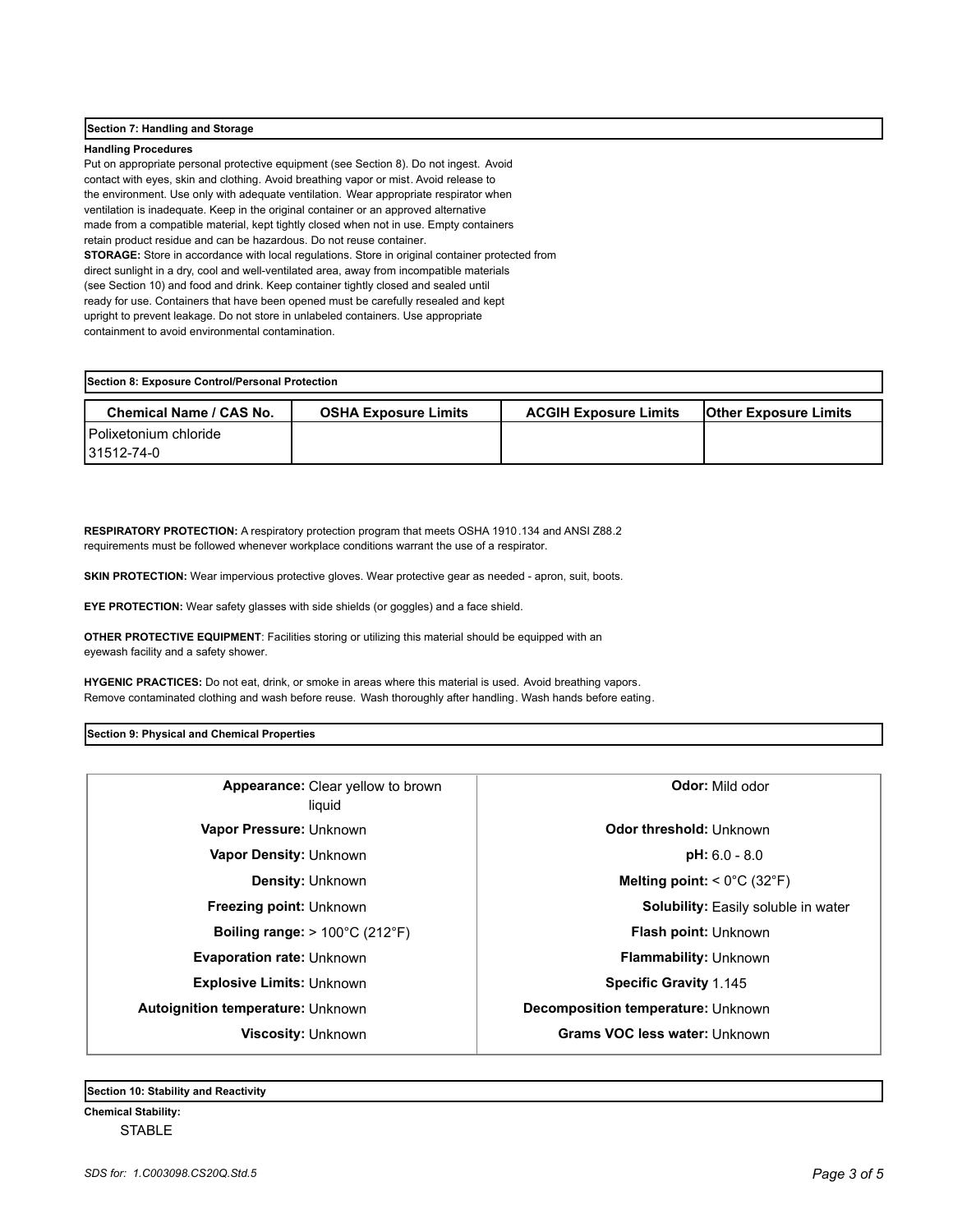## Section 7: Handling and Storage

**Handling Procedures**

Put on appropriate personal protective equipment (see Section 8). Do not ingest. Avoid contact with eyes, skin and clothing. Avoid breathing vapor or mist. Avoid release to the environment. Use only with adequate ventilation. Wear appropriate respirator when ventilation is inadequate. Keep in the original container or an approved alternative made from a compatible material, kept tightly closed when not in use. Empty containers retain product residue and can be hazardous. Do not reuse container.

**STORAGE:** Store in accordance with local regulations. Store in original container protected from direct sunlight in a dry, cool and well-ventilated area, away from incompatible materials (see Section 10) and food and drink. Keep container tightly closed and sealed until ready for use. Containers that have been opened must be carefully resealed and kept upright to prevent leakage. Do not store in unlabeled containers. Use appropriate containment to avoid environmental contamination.

## Section 8: Exposure Control/Personal Protection

| Chemical Name / CAS No. | OSHA Exposure Limits | ACGIH Exposure Limits | Other Exposure Limits |
|---|---|---|---|
| Polixetonium chloride<br>31512-74-0 | | | |

**RESPIRATORY PROTECTION:** A respiratory protection program that meets OSHA 1910.134 and ANSI Z88.2 requirements must be followed whenever workplace conditions warrant the use of a respirator.

**SKIN PROTECTION:** Wear impervious protective gloves. Wear protective gear as needed - apron, suit, boots.

**EYE PROTECTION:** Wear safety glasses with side shields (or goggles) and a face shield.

**OTHER PROTECTIVE EQUIPMENT**: Facilities storing or utilizing this material should be equipped with an eyewash facility and a safety shower.

**HYGENIC PRACTICES:** Do not eat, drink, or smoke in areas where this material is used. Avoid breathing vapors. Remove contaminated clothing and wash before reuse. Wash thoroughly after handling. Wash hands before eating.

## Section 9: Physical and Chemical Properties

| Property | Value | Property | Value |
|---|---|---|---|
| **Appearance:** | Clear yellow to brown liquid | **Odor:** | Mild odor |
| **Vapor Pressure:** | Unknown | **Odor threshold:** | Unknown |
| **Vapor Density:** | Unknown | **pH:** | 6.0 - 8.0 |
| **Density:** | Unknown | **Melting point:** | < 0°C (32°F) |
| **Freezing point:** | Unknown | **Solubility:** | Easily soluble in water |
| **Boiling range:** | > 100°C (212°F) | **Flash point:** | Unknown |
| **Evaporation rate:** | Unknown | **Flammability:** | Unknown |
| **Explosive Limits:** | Unknown | **Specific Gravity** | 1.145 |
| **Autoignition temperature:** | Unknown | **Decomposition temperature:** | Unknown |
| **Viscosity:** | Unknown | **Grams VOC less water:** | Unknown |

## Section 10: Stability and Reactivity

**Chemical Stability:**

STABLE

*SDS for: 1.C003098.CS20Q.Std.5*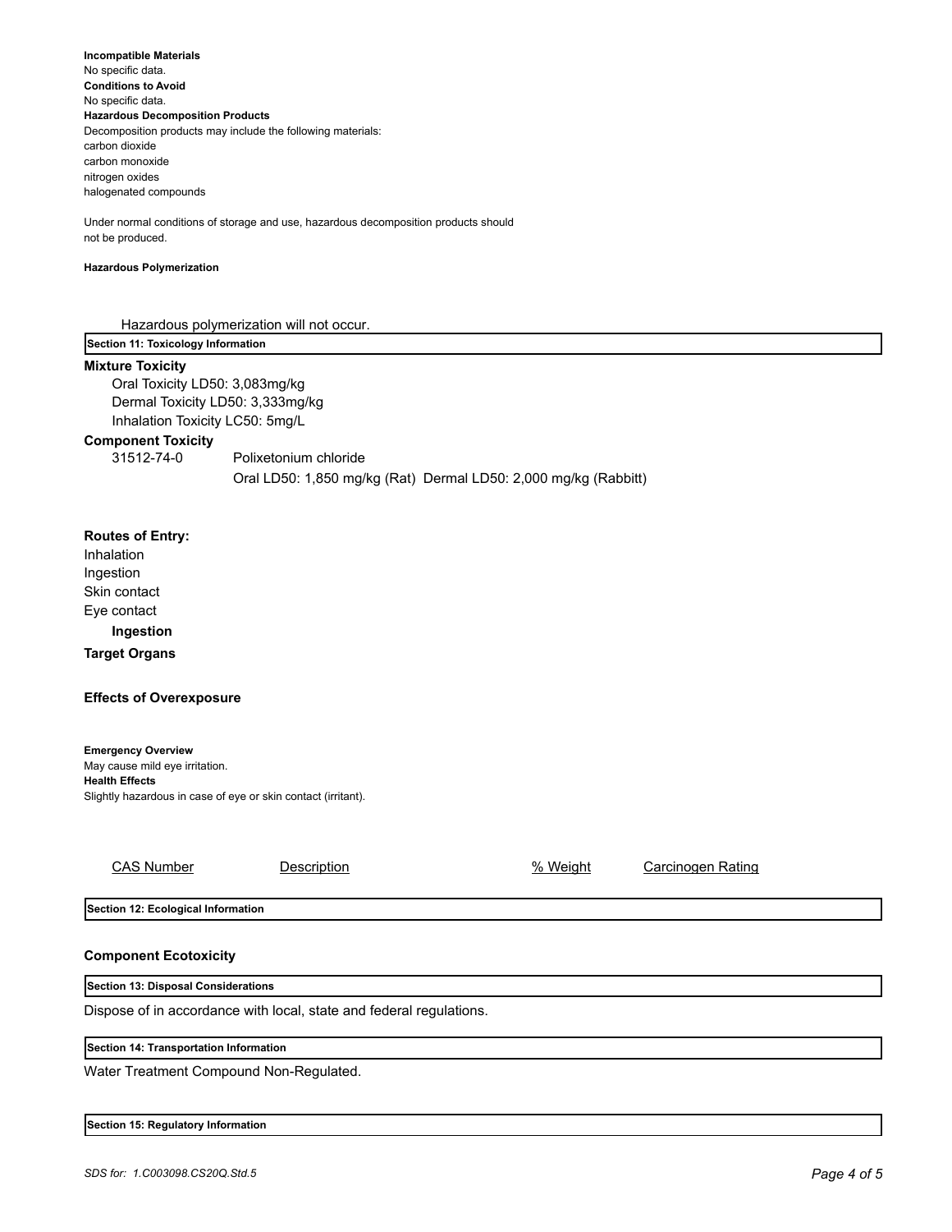**Incompatible Materials**
No specific data.
**Conditions to Avoid**
No specific data.
**Hazardous Decomposition Products**
Decomposition products may include the following materials:
carbon dioxide
carbon monoxide
nitrogen oxides
halogenated compounds

Under normal conditions of storage and use, hazardous decomposition products should not be produced.

**Hazardous Polymerization**

Hazardous polymerization will not occur.

## Section 11: Toxicology Information

**Mixture Toxicity**

Oral Toxicity LD50: 3,083mg/kg
Dermal Toxicity LD50: 3,333mg/kg
Inhalation Toxicity LC50: 5mg/L

**Component Toxicity**

| | |
|---|---|
| 31512-74-0 | Polixetonium chloride |
| | Oral LD50: 1,850 mg/kg (Rat) Dermal LD50: 2,000 mg/kg (Rabbitt) |

**Routes of Entry:**
Inhalation
Ingestion
Skin contact
Eye contact

**Ingestion**

**Target Organs**

**Effects of Overexposure**

**Emergency Overview**
May cause mild eye irritation.
**Health Effects**
Slightly hazardous in case of eye or skin contact (irritant).

| CAS Number | Description | % Weight | Carcinogen Rating |
|---|---|---|---|

## Section 12: Ecological Information

**Component Ecotoxicity**

## Section 13: Disposal Considerations

Dispose of in accordance with local, state and federal regulations.

## Section 14: Transportation Information

Water Treatment Compound Non-Regulated.

## Section 15: Regulatory Information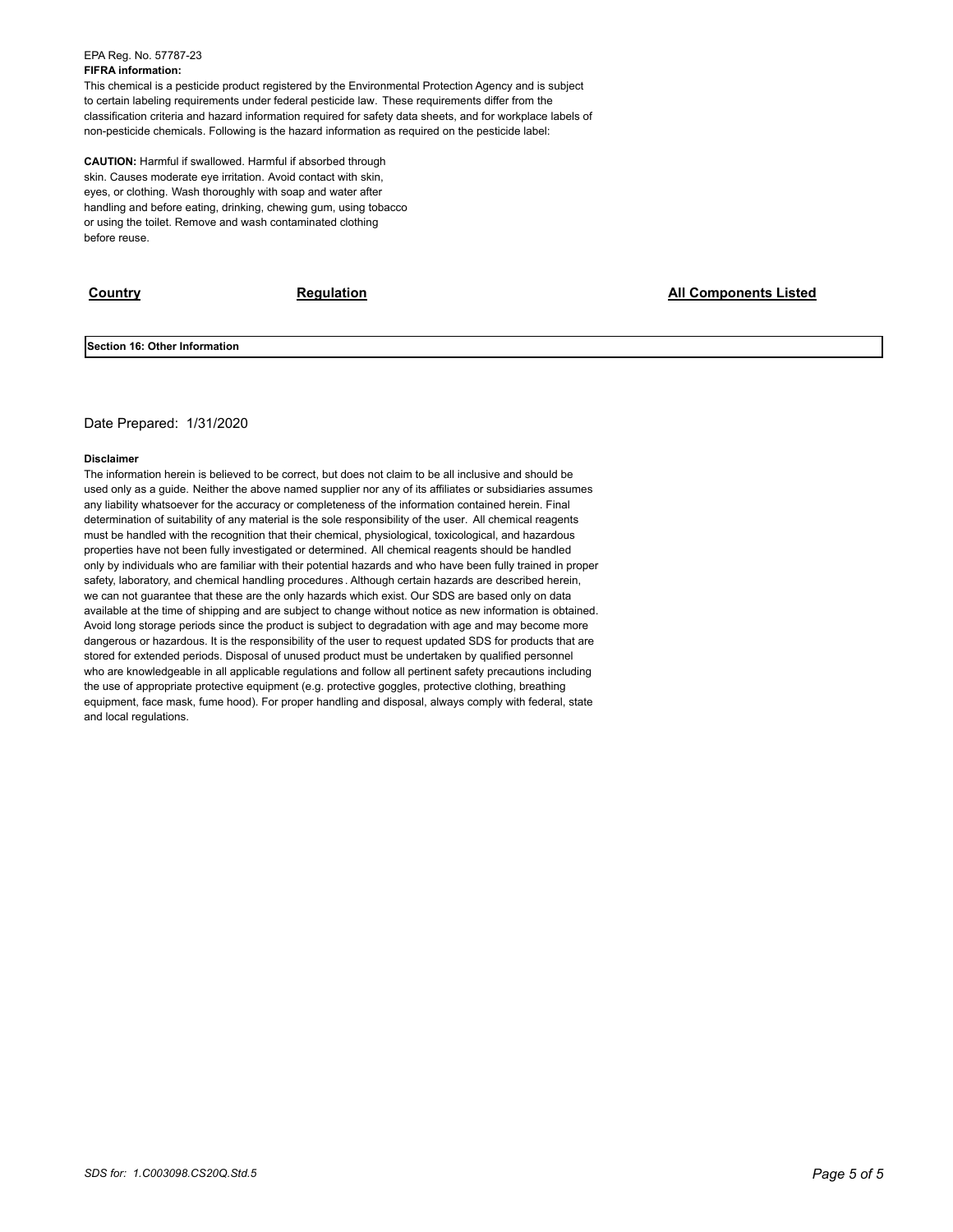EPA Reg. No. 57787-23

**FIFRA information:**

This chemical is a pesticide product registered by the Environmental Protection Agency and is subject to certain labeling requirements under federal pesticide law. These requirements differ from the classification criteria and hazard information required for safety data sheets, and for workplace labels of non-pesticide chemicals. Following is the hazard information as required on the pesticide label:

**CAUTION:** Harmful if swallowed. Harmful if absorbed through skin. Causes moderate eye irritation. Avoid contact with skin, eyes, or clothing. Wash thoroughly with soap and water after handling and before eating, drinking, chewing gum, using tobacco or using the toilet. Remove and wash contaminated clothing before reuse.

| Country | Regulation | All Components Listed |
|---|---|---|

## Section 16: Other Information

Date Prepared: 1/31/2020

**Disclaimer**

The information herein is believed to be correct, but does not claim to be all inclusive and should be used only as a guide. Neither the above named supplier nor any of its affiliates or subsidiaries assumes any liability whatsoever for the accuracy or completeness of the information contained herein. Final determination of suitability of any material is the sole responsibility of the user. All chemical reagents must be handled with the recognition that their chemical, physiological, toxicological, and hazardous properties have not been fully investigated or determined. All chemical reagents should be handled only by individuals who are familiar with their potential hazards and who have been fully trained in proper safety, laboratory, and chemical handling procedures. Although certain hazards are described herein, we can not guarantee that these are the only hazards which exist. Our SDS are based only on data available at the time of shipping and are subject to change without notice as new information is obtained. Avoid long storage periods since the product is subject to degradation with age and may become more dangerous or hazardous. It is the responsibility of the user to request updated SDS for products that are stored for extended periods. Disposal of unused product must be undertaken by qualified personnel who are knowledgeable in all applicable regulations and follow all pertinent safety precautions including the use of appropriate protective equipment (e.g. protective goggles, protective clothing, breathing equipment, face mask, fume hood). For proper handling and disposal, always comply with federal, state and local regulations.